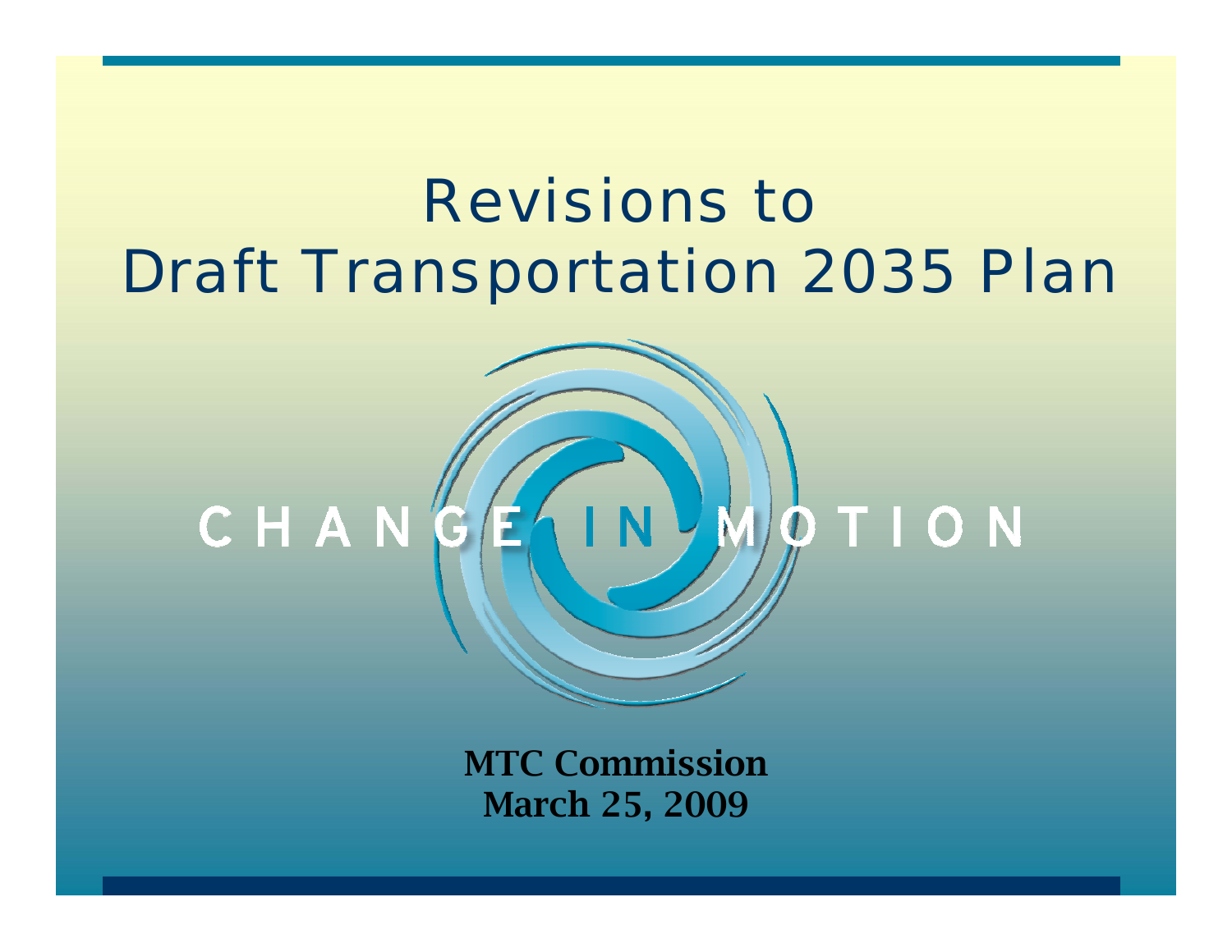# Revisions to Draft Transportation 2035 Plan

CHANGE IN MOTION

**MTC Commission**
**March 25, 2009**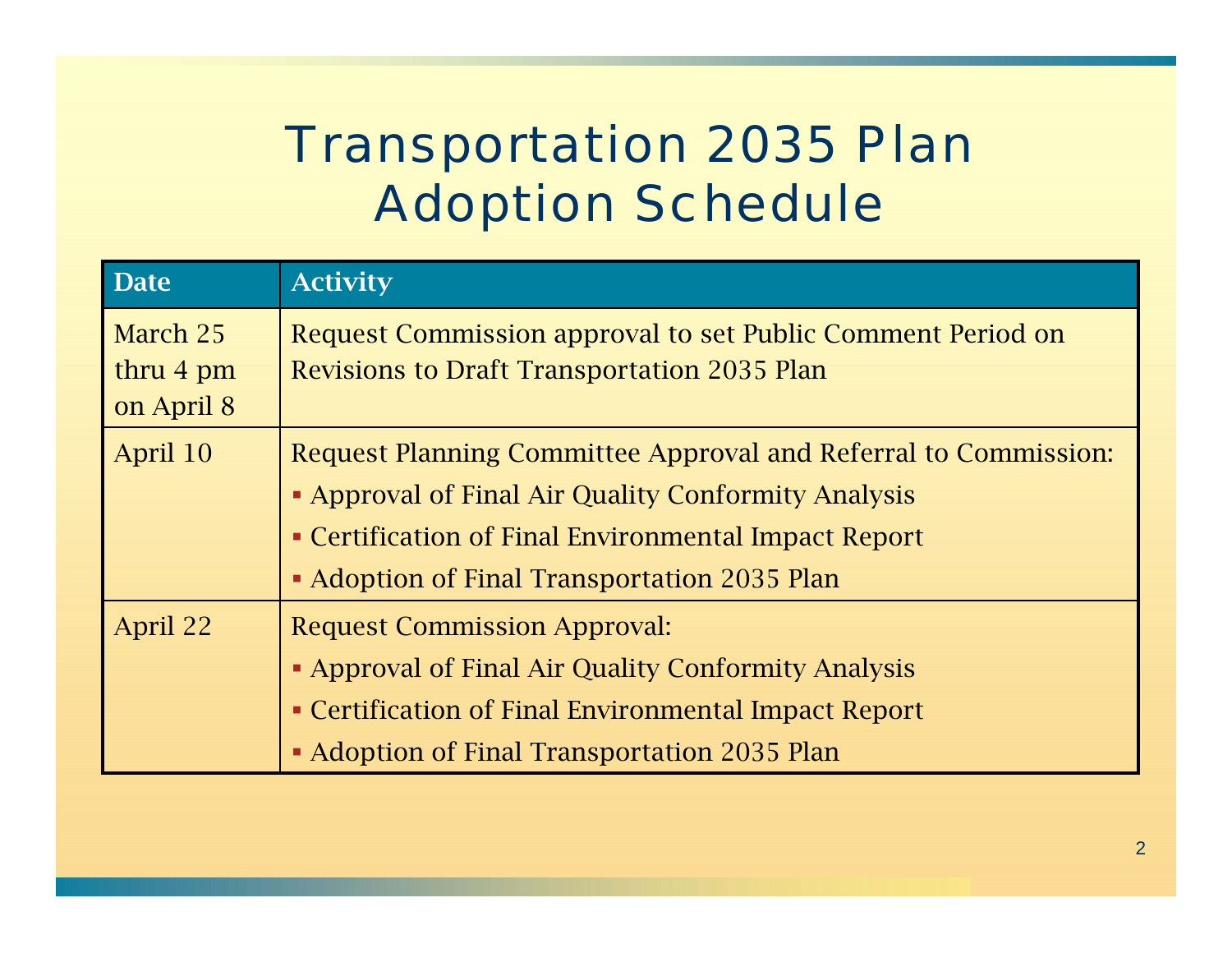# Transportation 2035 Plan Adoption Schedule

| Date | Activity |
| --- | --- |
| March 25 thru 4 pm on April 8 | Request Commission approval to set Public Comment Period on Revisions to Draft Transportation 2035 Plan |
| April 10 | Request Planning Committee Approval and Referral to Commission:<br>▪ Approval of Final Air Quality Conformity Analysis<br>▪ Certification of Final Environmental Impact Report<br>▪ Adoption of Final Transportation 2035 Plan |
| April 22 | Request Commission Approval:<br>▪ Approval of Final Air Quality Conformity Analysis<br>▪ Certification of Final Environmental Impact Report<br>▪ Adoption of Final Transportation 2035 Plan |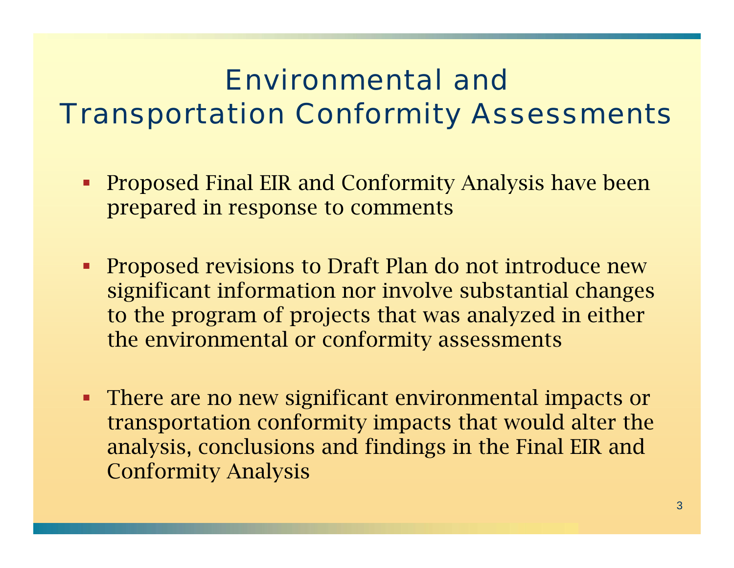# Environmental and Transportation Conformity Assessments

- Proposed Final EIR and Conformity Analysis have been prepared in response to comments
- Proposed revisions to Draft Plan do not introduce new significant information nor involve substantial changes to the program of projects that was analyzed in either the environmental or conformity assessments
- There are no new significant environmental impacts or transportation conformity impacts that would alter the analysis, conclusions and findings in the Final EIR and Conformity Analysis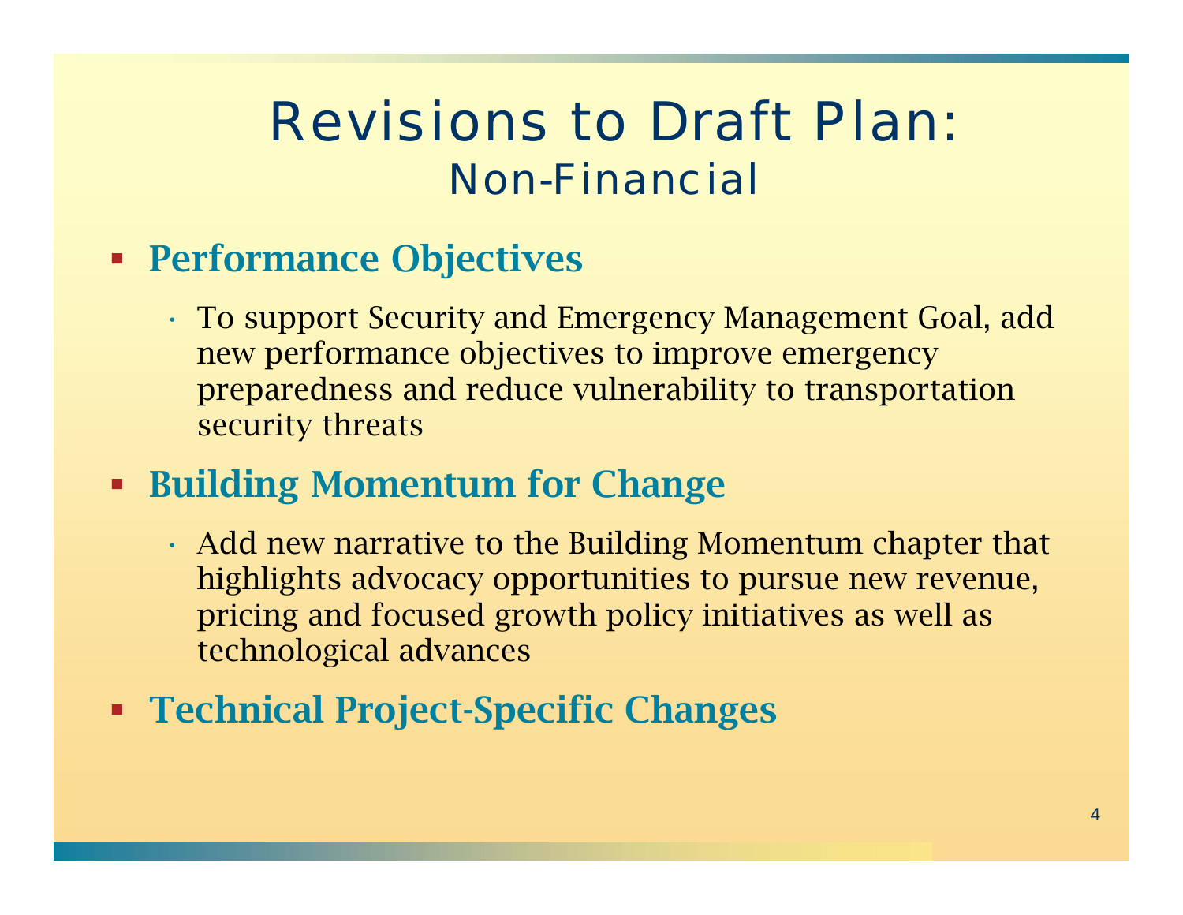# Revisions to Draft Plan:
## Non-Financial

- **Performance Objectives**
  - To support Security and Emergency Management Goal, add new performance objectives to improve emergency preparedness and reduce vulnerability to transportation security threats
- **Building Momentum for Change**
  - Add new narrative to the Building Momentum chapter that highlights advocacy opportunities to pursue new revenue, pricing and focused growth policy initiatives as well as technological advances
- **Technical Project-Specific Changes**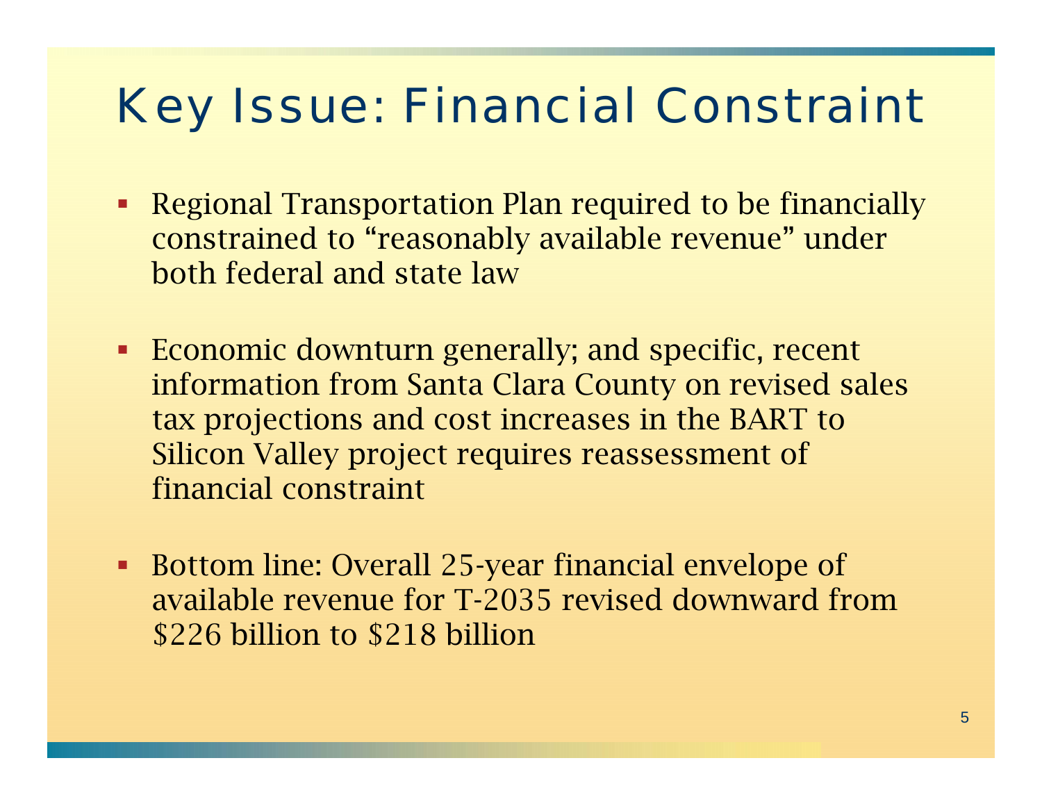# Key Issue: Financial Constraint

- Regional Transportation Plan required to be financially constrained to "reasonably available revenue" under both federal and state law
- Economic downturn generally; and specific, recent information from Santa Clara County on revised sales tax projections and cost increases in the BART to Silicon Valley project requires reassessment of financial constraint
- Bottom line: Overall 25-year financial envelope of available revenue for T-2035 revised downward from $226 billion to $218 billion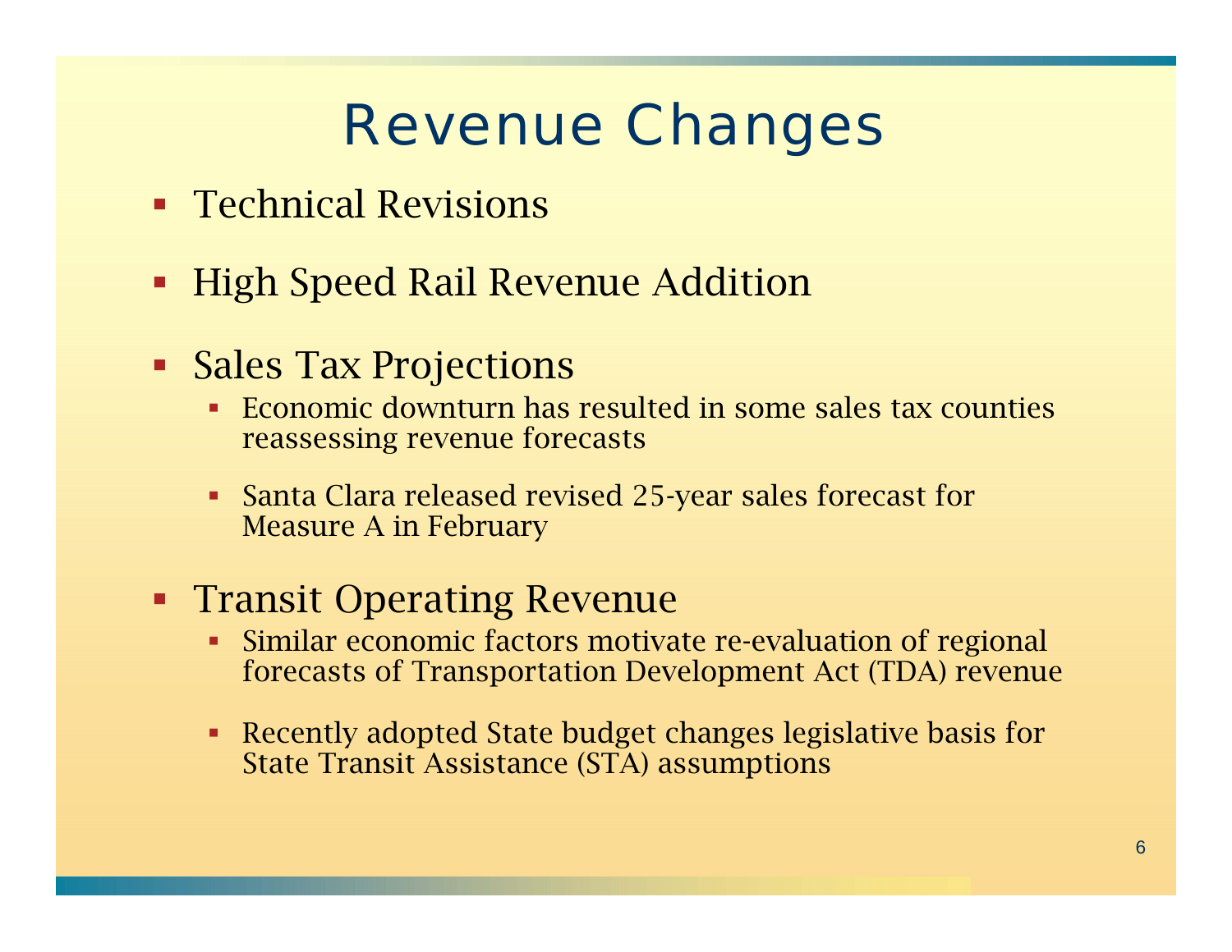# Revenue Changes

- Technical Revisions
- High Speed Rail Revenue Addition
- Sales Tax Projections
  - Economic downturn has resulted in some sales tax counties reassessing revenue forecasts
  - Santa Clara released revised 25-year sales forecast for Measure A in February
- Transit Operating Revenue
  - Similar economic factors motivate re-evaluation of regional forecasts of Transportation Development Act (TDA) revenue
  - Recently adopted State budget changes legislative basis for State Transit Assistance (STA) assumptions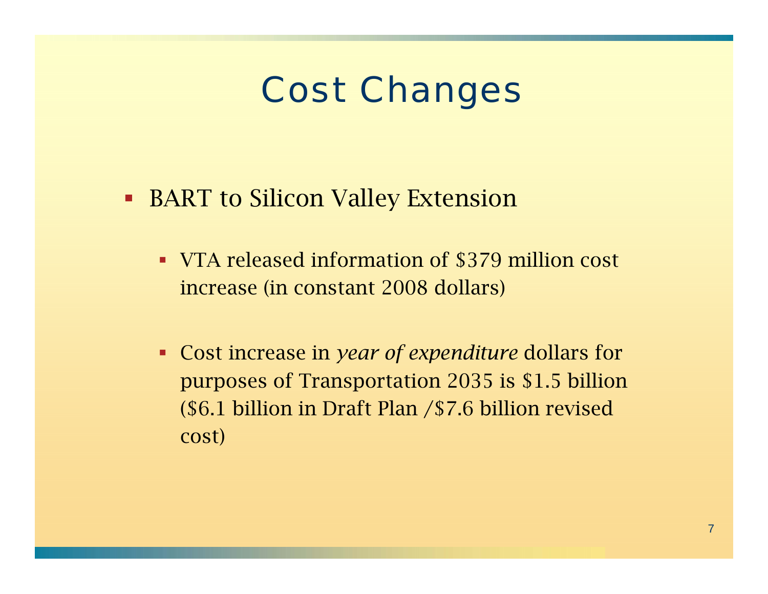# Cost Changes

- BART to Silicon Valley Extension
  - VTA released information of $379 million cost increase (in constant 2008 dollars)
  - Cost increase in *year of expenditure* dollars for purposes of Transportation 2035 is $1.5 billion ($6.1 billion in Draft Plan /$7.6 billion revised cost)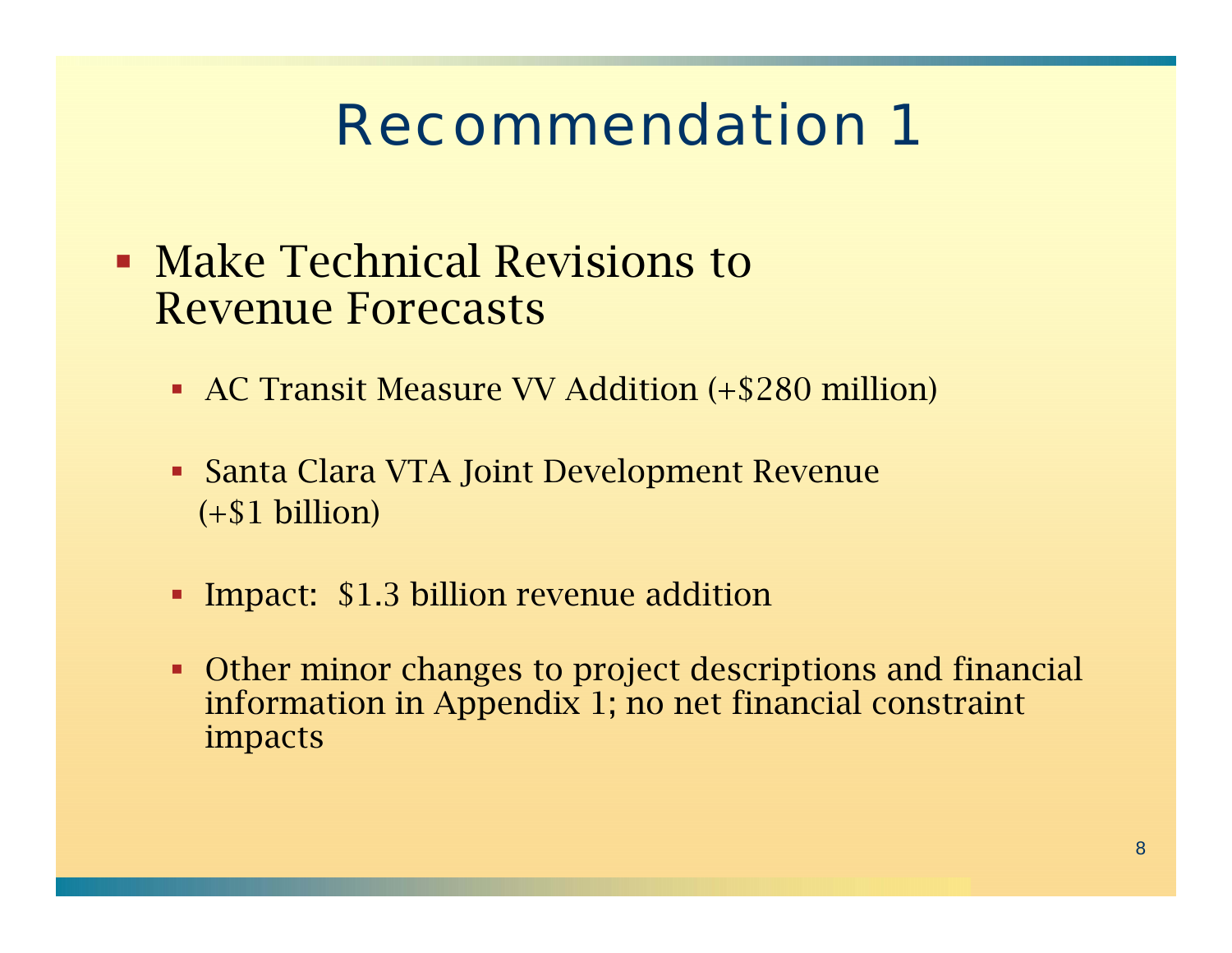# Recommendation 1

- Make Technical Revisions to Revenue Forecasts
  - AC Transit Measure VV Addition (+$280 million)
  - Santa Clara VTA Joint Development Revenue (+$1 billion)
  - Impact: $1.3 billion revenue addition
  - Other minor changes to project descriptions and financial information in Appendix 1; no net financial constraint impacts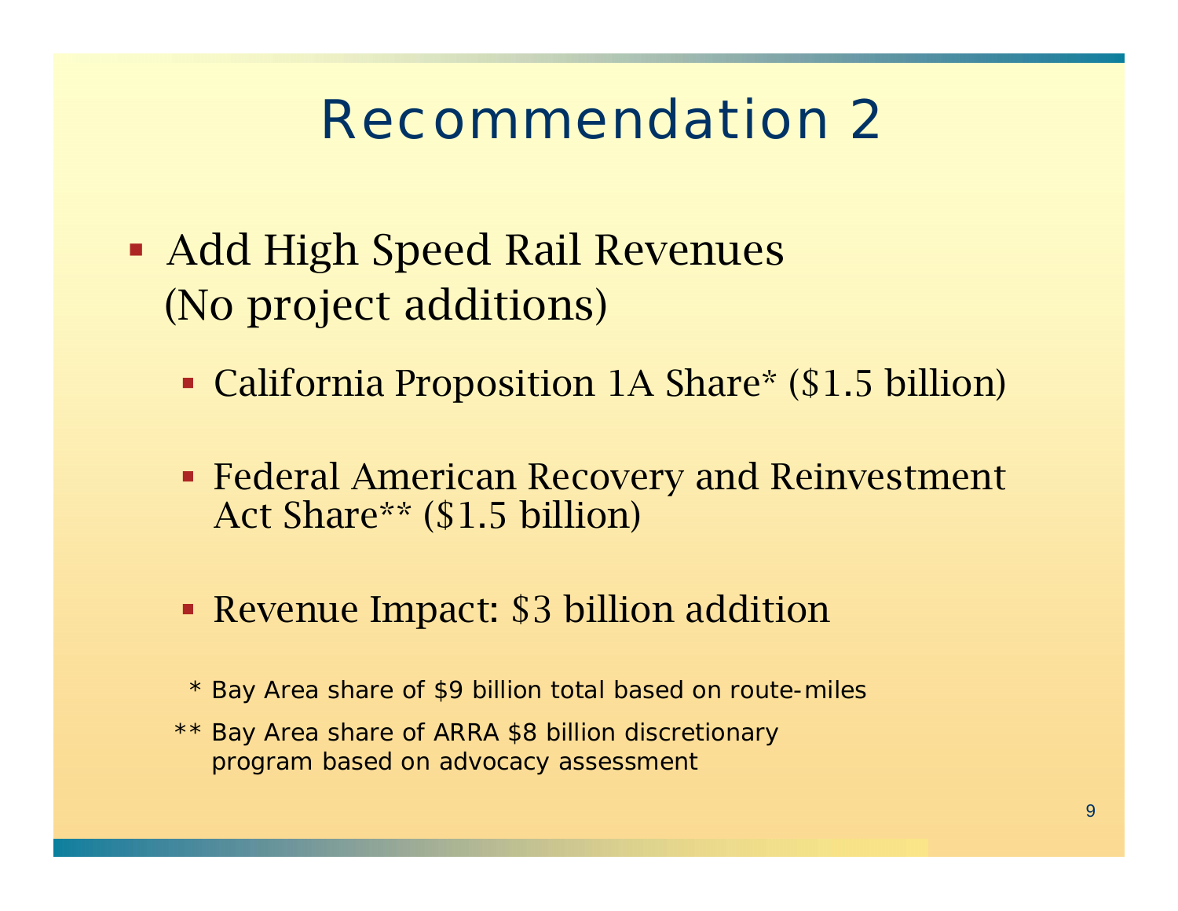# Recommendation 2

- Add High Speed Rail Revenues
  (No project additions)
  - California Proposition 1A Share* ($1.5 billion)
  - Federal American Recovery and Reinvestment Act Share** ($1.5 billion)
  - Revenue Impact: $3 billion addition

\* Bay Area share of $9 billion total based on route-miles

\*\* Bay Area share of ARRA $8 billion discretionary program based on advocacy assessment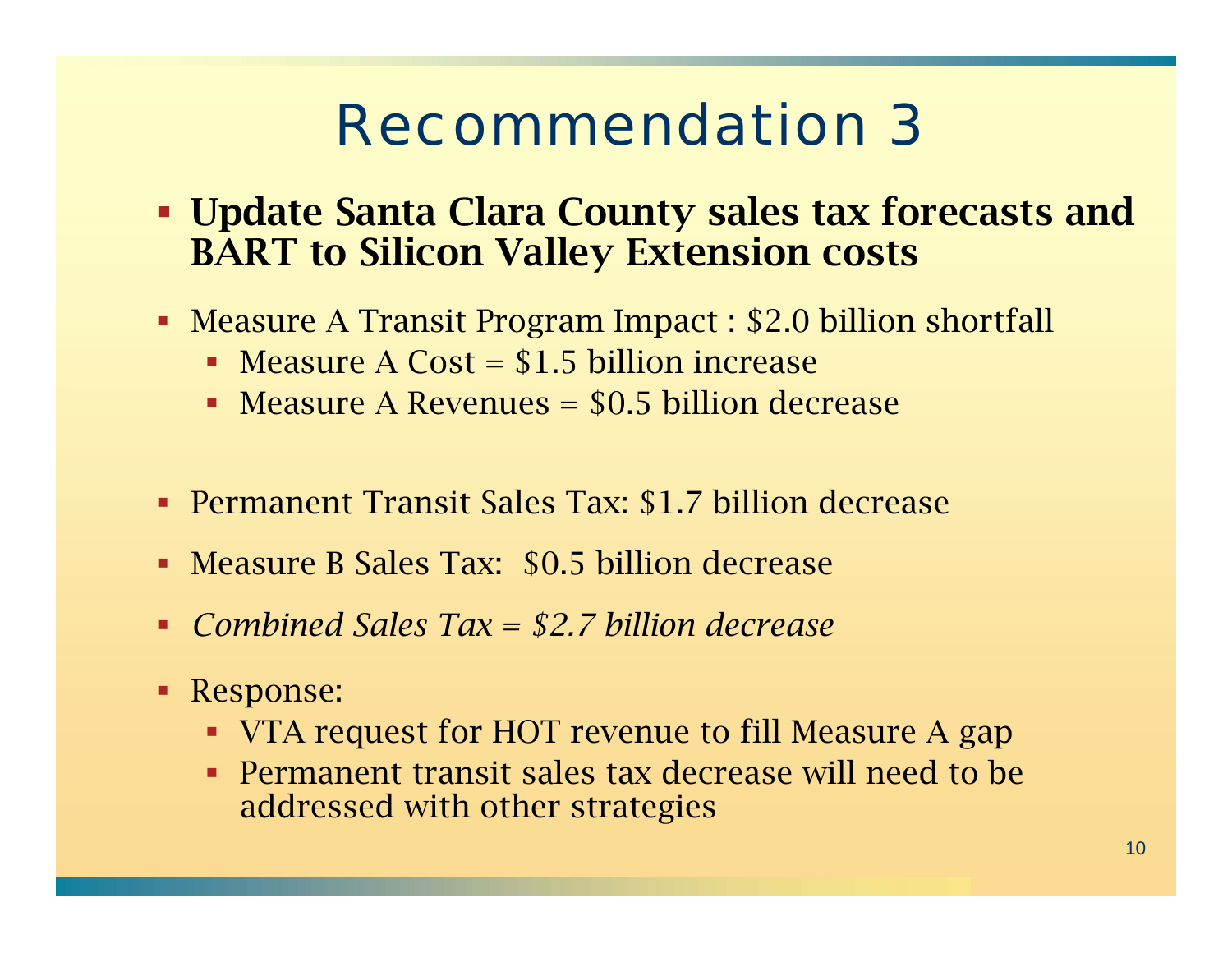# Recommendation 3

- **Update Santa Clara County sales tax forecasts and BART to Silicon Valley Extension costs**

- Measure A Transit Program Impact : $2.0 billion shortfall
  - Measure A Cost = $1.5 billion increase
  - Measure A Revenues = $0.5 billion decrease

- Permanent Transit Sales Tax: $1.7 billion decrease

- Measure B Sales Tax:  $0.5 billion decrease

- *Combined Sales Tax = $2.7 billion decrease*

- Response:
  - VTA request for HOT revenue to fill Measure A gap
  - Permanent transit sales tax decrease will need to be addressed with other strategies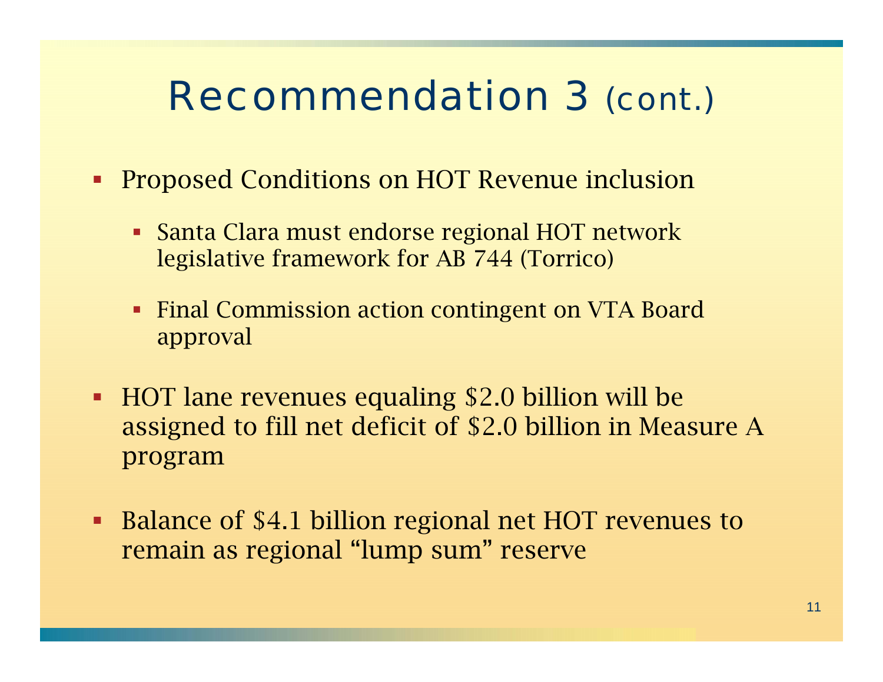# Recommendation 3 (cont.)

- Proposed Conditions on HOT Revenue inclusion
  - Santa Clara must endorse regional HOT network legislative framework for AB 744 (Torrico)
  - Final Commission action contingent on VTA Board approval
- HOT lane revenues equaling $2.0 billion will be assigned to fill net deficit of $2.0 billion in Measure A program
- Balance of $4.1 billion regional net HOT revenues to remain as regional “lump sum” reserve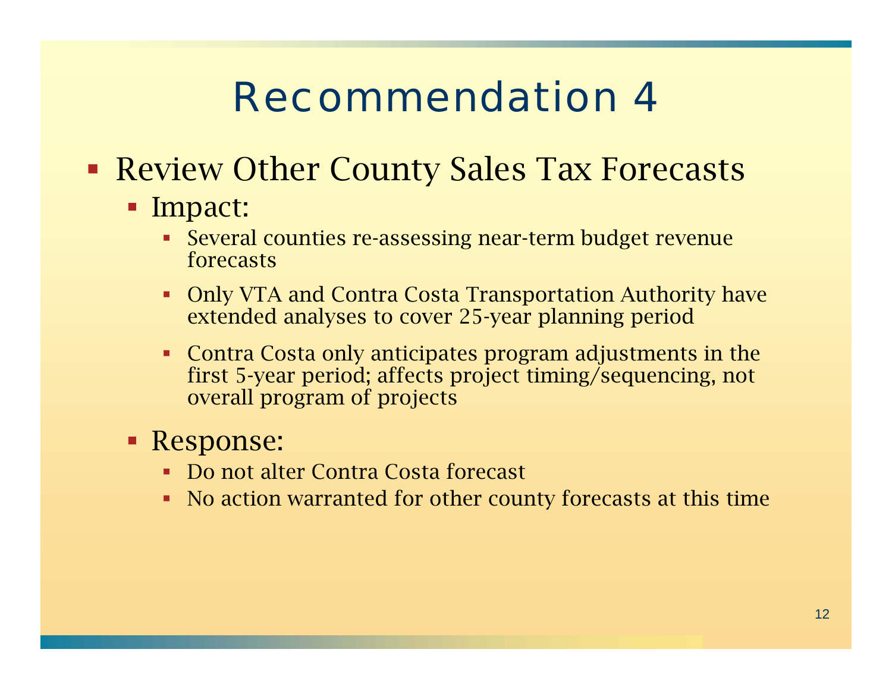# Recommendation 4

- Review Other County Sales Tax Forecasts
  - Impact:
    - Several counties re-assessing near-term budget revenue forecasts
    - Only VTA and Contra Costa Transportation Authority have extended analyses to cover 25-year planning period
    - Contra Costa only anticipates program adjustments in the first 5-year period; affects project timing/sequencing, not overall program of projects
  - Response:
    - Do not alter Contra Costa forecast
    - No action warranted for other county forecasts at this time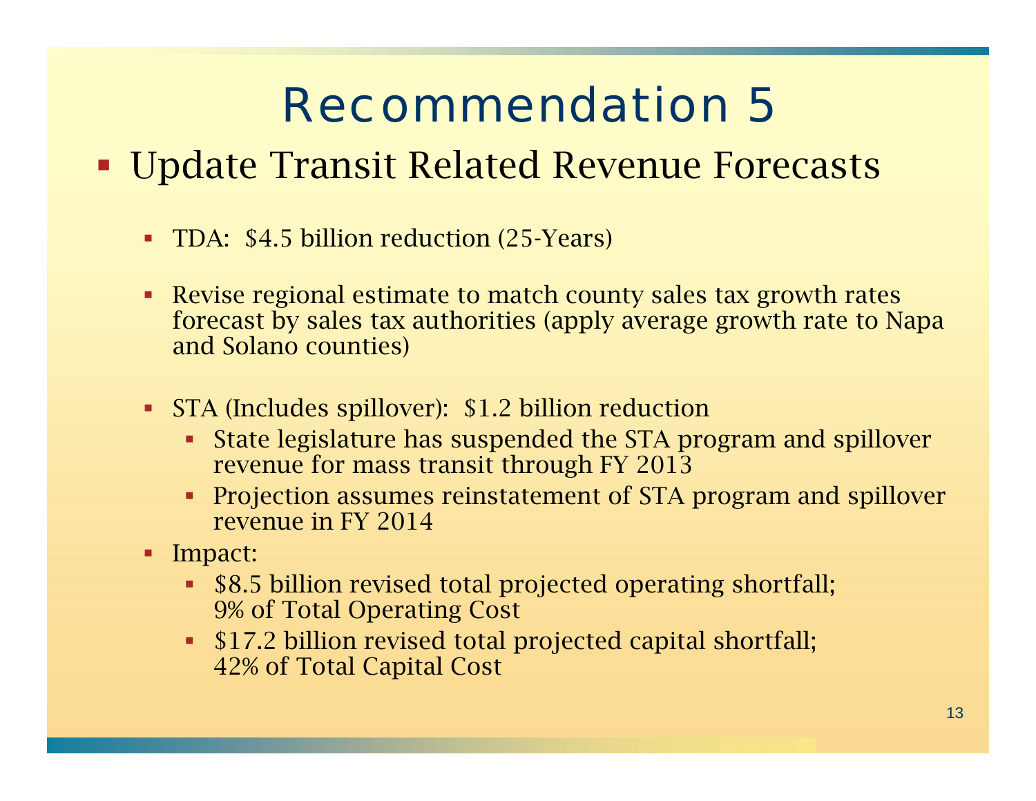# Recommendation 5

- Update Transit Related Revenue Forecasts
  - TDA:  $4.5 billion reduction (25-Years)
  - Revise regional estimate to match county sales tax growth rates forecast by sales tax authorities (apply average growth rate to Napa and Solano counties)
  - STA (Includes spillover):  $1.2 billion reduction
    - State legislature has suspended the STA program and spillover revenue for mass transit through FY 2013
    - Projection assumes reinstatement of STA program and spillover revenue in FY 2014
  - Impact:
    - $8.5 billion revised total projected operating shortfall; 9% of Total Operating Cost
    - $17.2 billion revised total projected capital shortfall; 42% of Total Capital Cost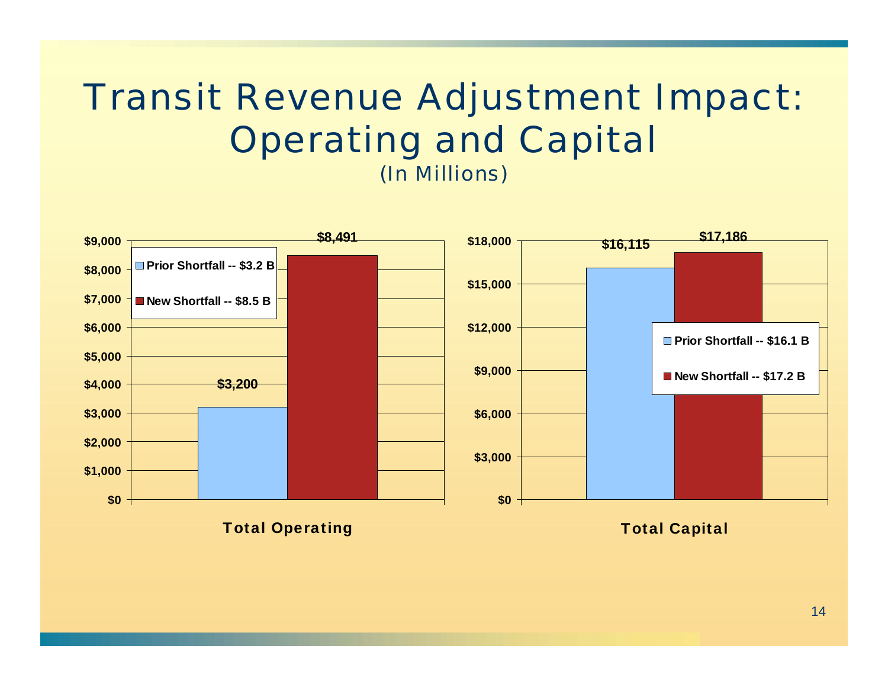# Transit Revenue Adjustment Impact: Operating and Capital

*(In Millions)*

**Total Operating**

| | Value |
|---|---|
| Prior Shortfall -- $3.2 B | $3,200 |
| New Shortfall -- $8.5 B | $8,491 |

**Total Capital**

| | Value |
|---|---|
| Prior Shortfall -- $16.1 B | $16,115 |
| New Shortfall -- $17.2 B | $17,186 |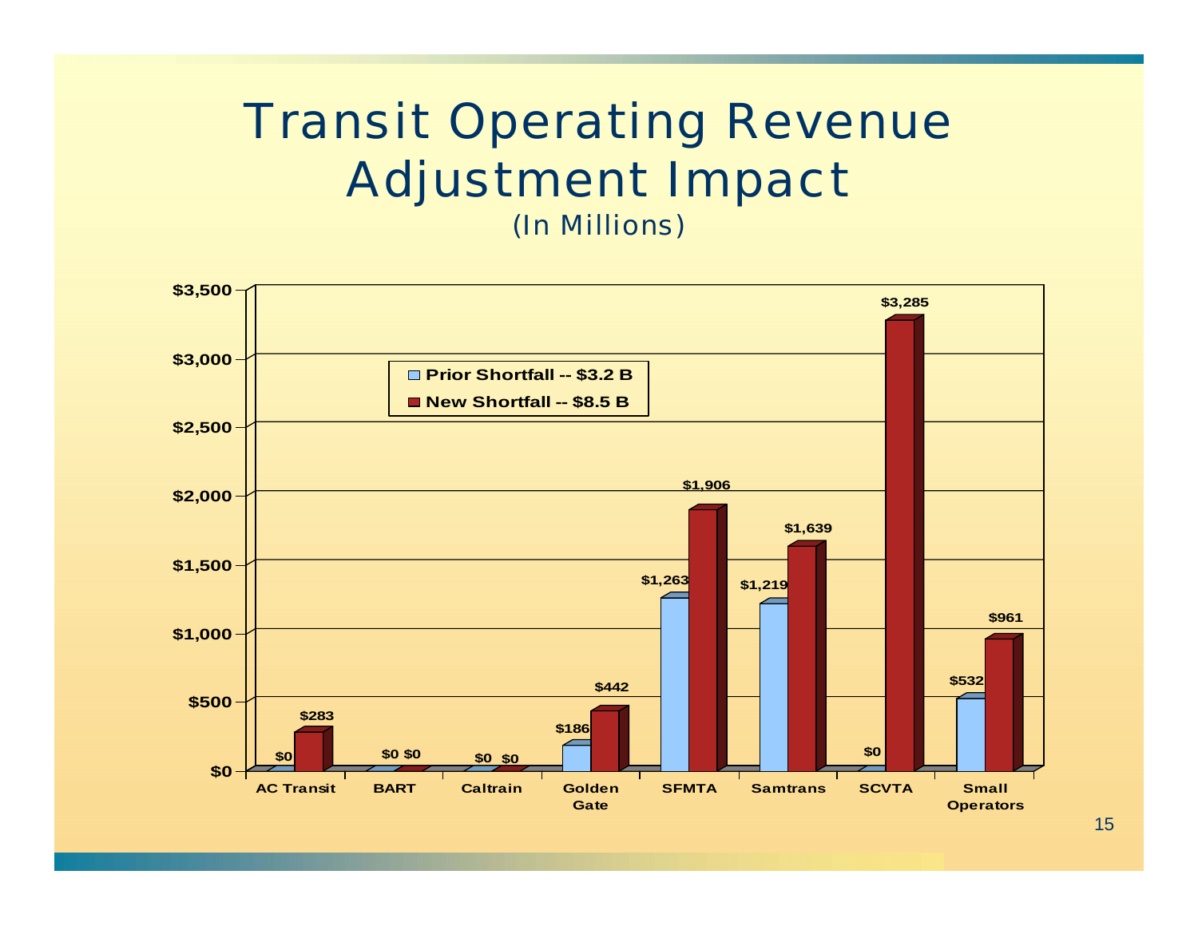# Transit Operating Revenue Adjustment Impact

(In Millions)

| | Prior Shortfall -- $3.2 B | New Shortfall -- $8.5 B |
|---|---|---|
| AC Transit | $0 | $283 |
| BART | $0 | $0 |
| Caltrain | $0 | $0 |
| Golden Gate | $186 | $442 |
| SFMTA | $1,263 | $1,906 |
| Samtrans | $1,219 | $1,639 |
| SCVTA | $0 | $3,285 |
| Small Operators | $532 | $961 |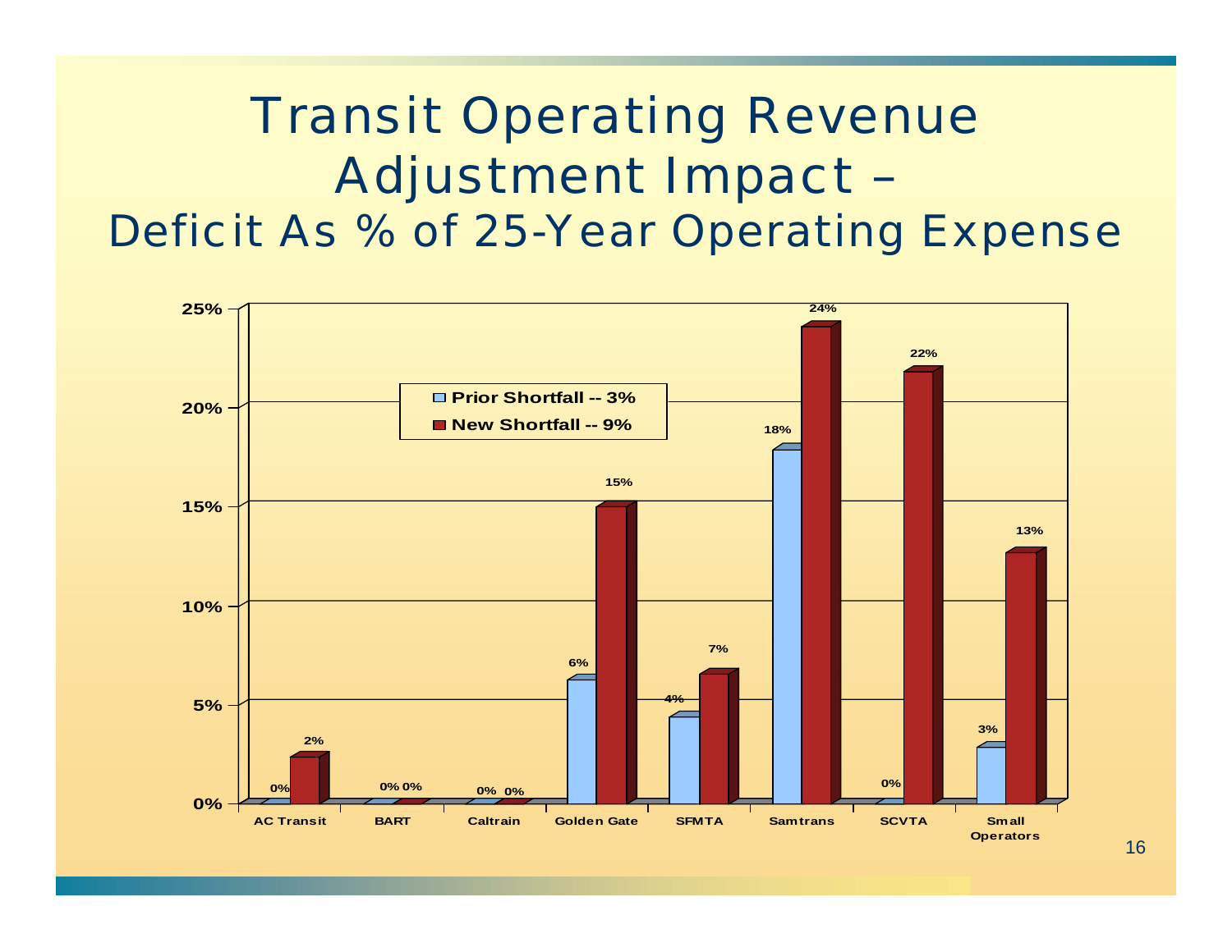# Transit Operating Revenue Adjustment Impact – Deficit As % of 25-Year Operating Expense

| | Prior Shortfall -- 3% | New Shortfall -- 9% |
|---|---|---|
| AC Transit | 0% | 2% |
| BART | 0% | 0% |
| Caltrain | 0% | 0% |
| Golden Gate | 6% | 15% |
| SFMTA | 4% | 7% |
| Samtrans | 18% | 24% |
| SCVTA | 0% | 22% |
| Small Operators | 3% | 13% |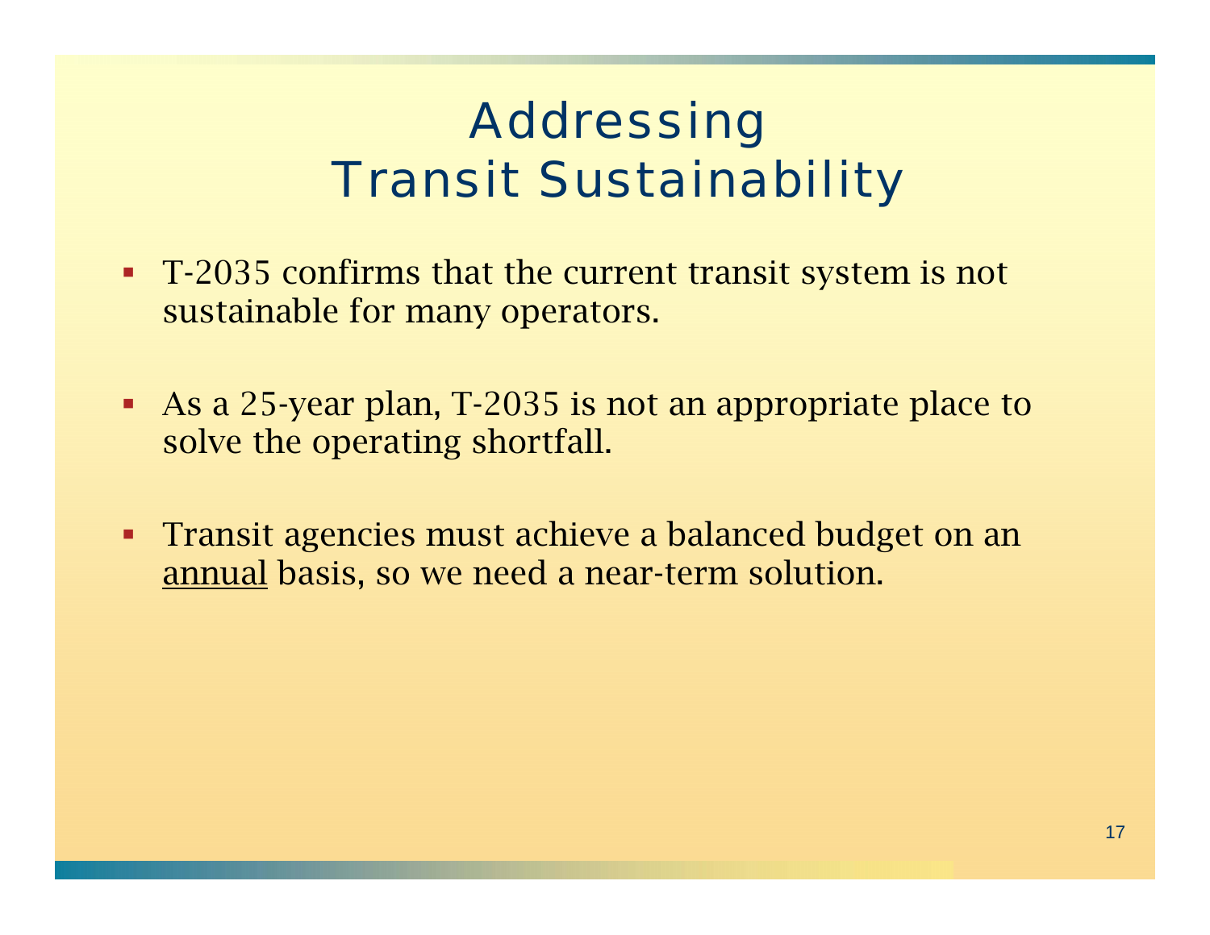# Addressing Transit Sustainability

- T-2035 confirms that the current transit system is not sustainable for many operators.
- As a 25-year plan, T-2035 is not an appropriate place to solve the operating shortfall.
- Transit agencies must achieve a balanced budget on an <u>annual</u> basis, so we need a near-term solution.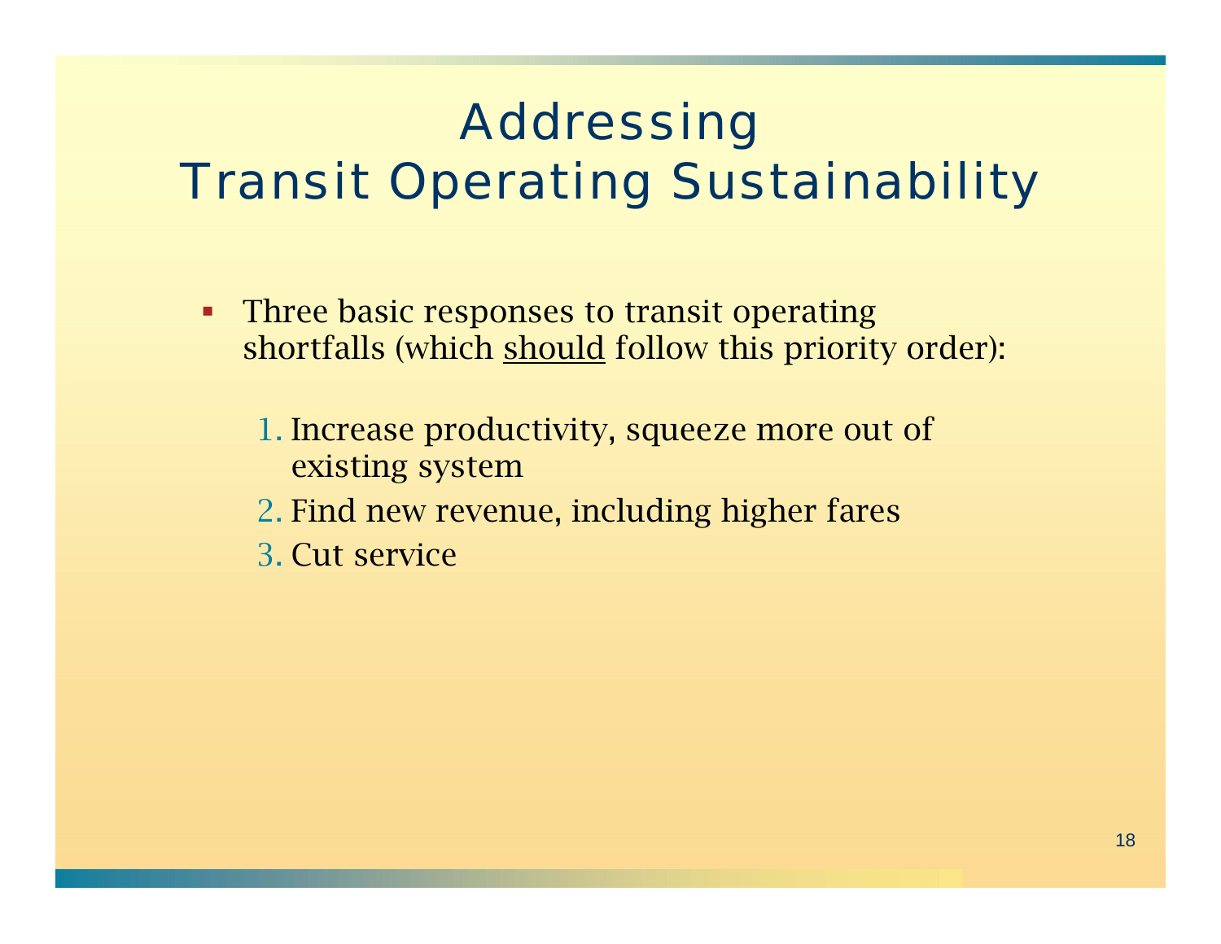# Addressing Transit Operating Sustainability

- Three basic responses to transit operating shortfalls (which <u>should</u> follow this priority order):

  1. Increase productivity, squeeze more out of existing system
  2. Find new revenue, including higher fares
  3. Cut service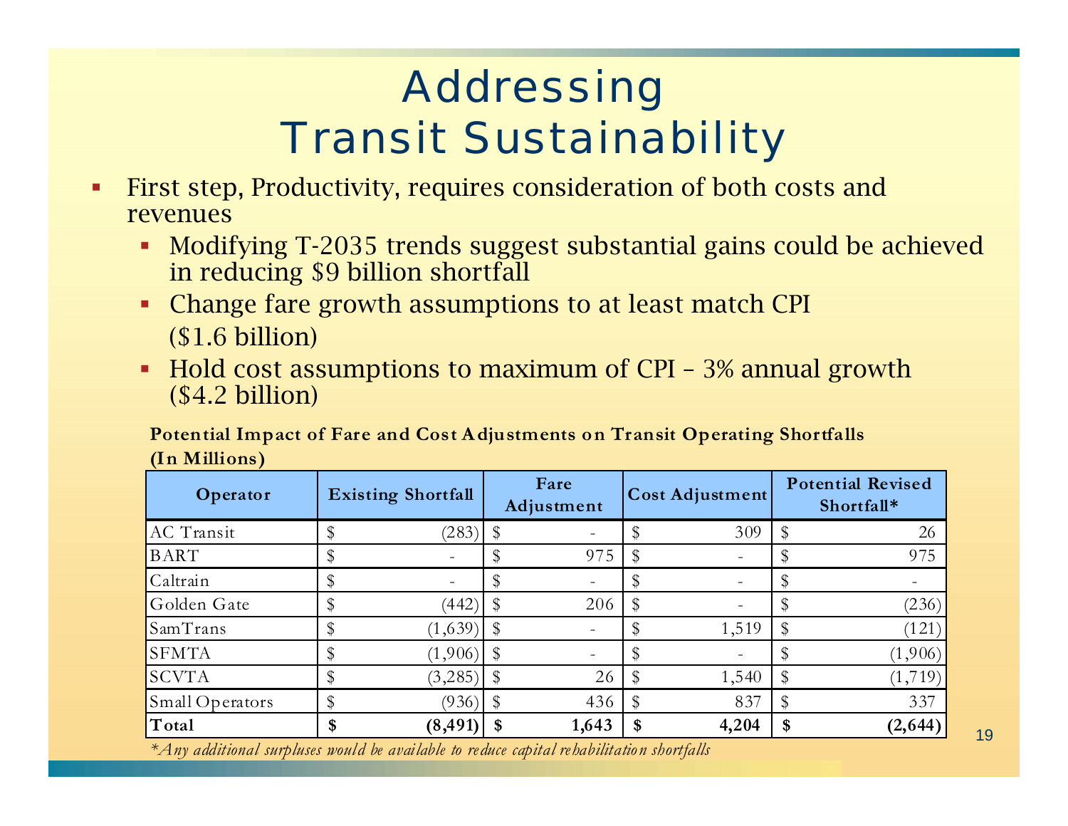# Addressing Transit Sustainability

- First step, Productivity, requires consideration of both costs and revenues
  - Modifying T-2035 trends suggest substantial gains could be achieved in reducing $9 billion shortfall
  - Change fare growth assumptions to at least match CPI ($1.6 billion)
  - Hold cost assumptions to maximum of CPI – 3% annual growth ($4.2 billion)

**Potential Impact of Fare and Cost Adjustments on Transit Operating Shortfalls (In Millions)**

| Operator | Existing Shortfall | Fare Adjustment | Cost Adjustment | Potential Revised Shortfall* |
|---|---|---|---|---|
| AC Transit | $ (283) | $ - | $ 309 | $ 26 |
| BART | $ - | $ 975 | $ - | $ 975 |
| Caltrain | $ - | $ - | $ - | $ - |
| Golden Gate | $ (442) | $ 206 | $ - | $ (236) |
| SamTrans | $ (1,639) | $ - | $ 1,519 | $ (121) |
| SFMTA | $ (1,906) | $ - | $ - | $ (1,906) |
| SCVTA | $ (3,285) | $ 26 | $ 1,540 | $ (1,719) |
| Small Operators | $ (936) | $ 436 | $ 837 | $ 337 |
| **Total** | **$ (8,491)** | **$ 1,643** | **$ 4,204** | **$ (2,644)** |

*\*Any additional surpluses would be available to reduce capital rehabilitation shortfalls*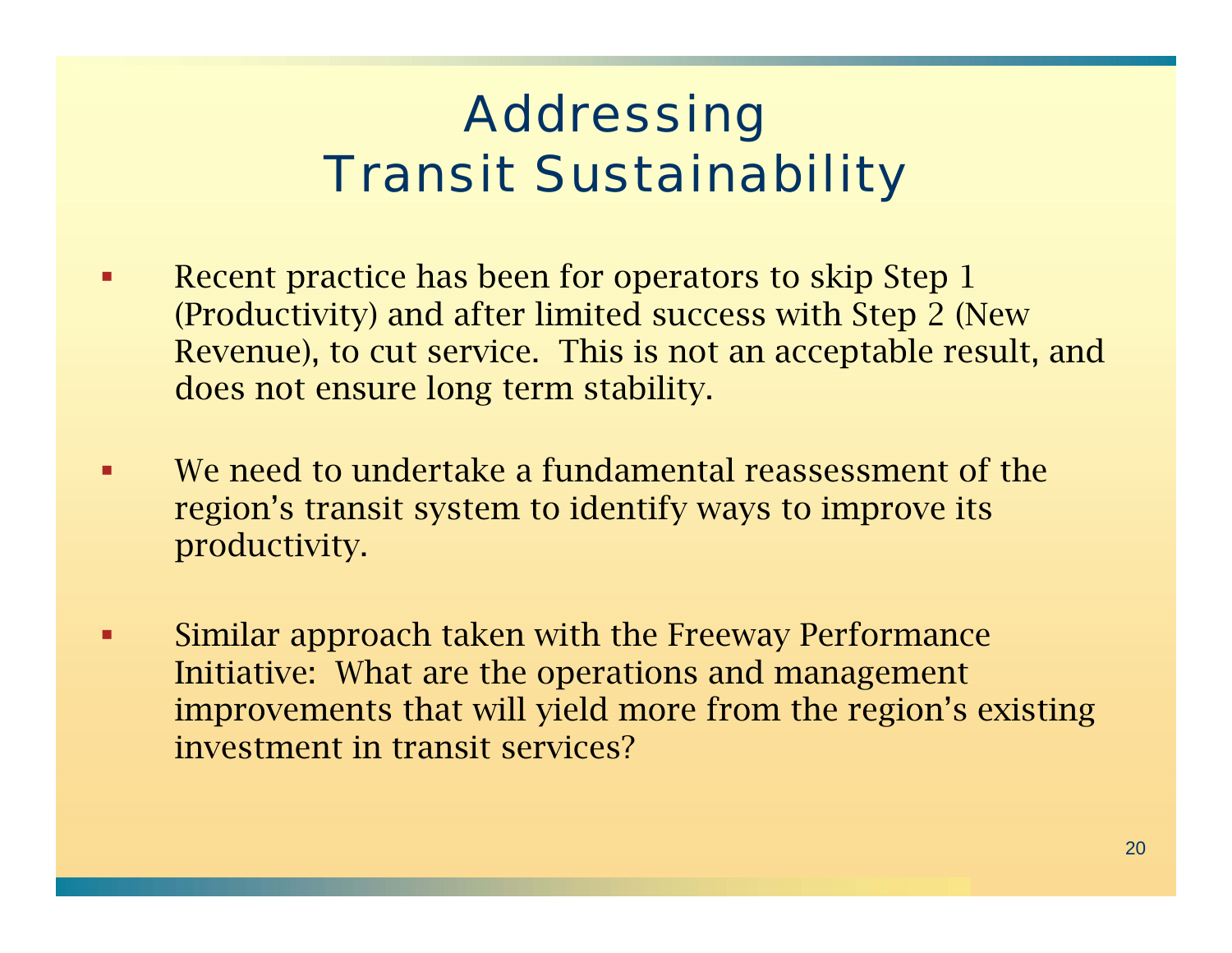# Addressing Transit Sustainability

- Recent practice has been for operators to skip Step 1 (Productivity) and after limited success with Step 2 (New Revenue), to cut service.  This is not an acceptable result, and does not ensure long term stability.

- We need to undertake a fundamental reassessment of the region's transit system to identify ways to improve its productivity.

- Similar approach taken with the Freeway Performance Initiative:  What are the operations and management improvements that will yield more from the region's existing investment in transit services?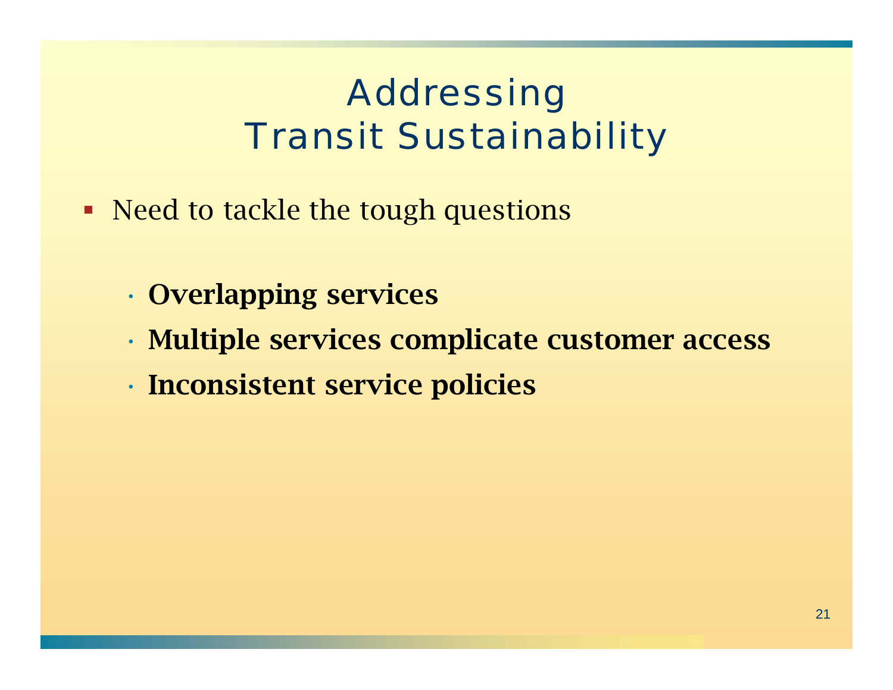# Addressing Transit Sustainability

- Need to tackle the tough questions
  - **Overlapping services**
  - **Multiple services complicate customer access**
  - **Inconsistent service policies**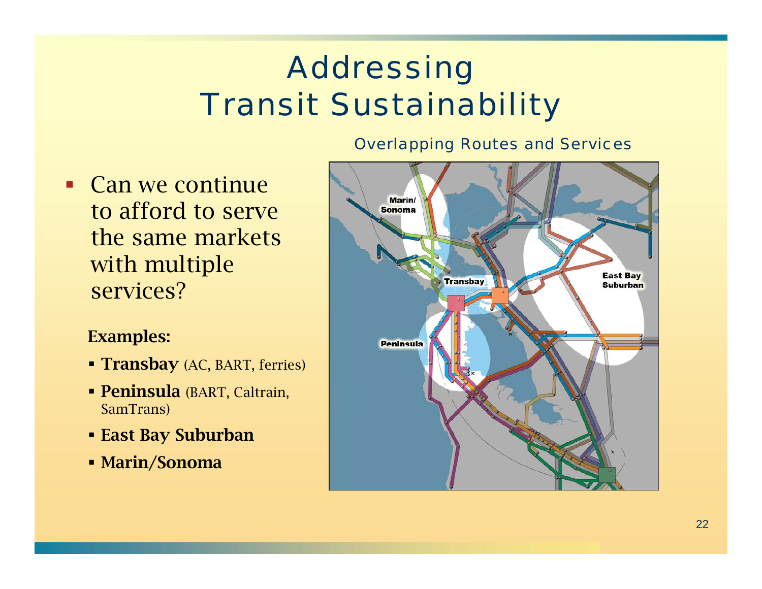# Addressing Transit Sustainability

- Can we continue to afford to serve the same markets with multiple services?

**Examples:**

- **Transbay** (AC, BART, ferries)
- **Peninsula** (BART, Caltrain, SamTrans)
- **East Bay Suburban**
- **Marin/Sonoma**

Overlapping Routes and Services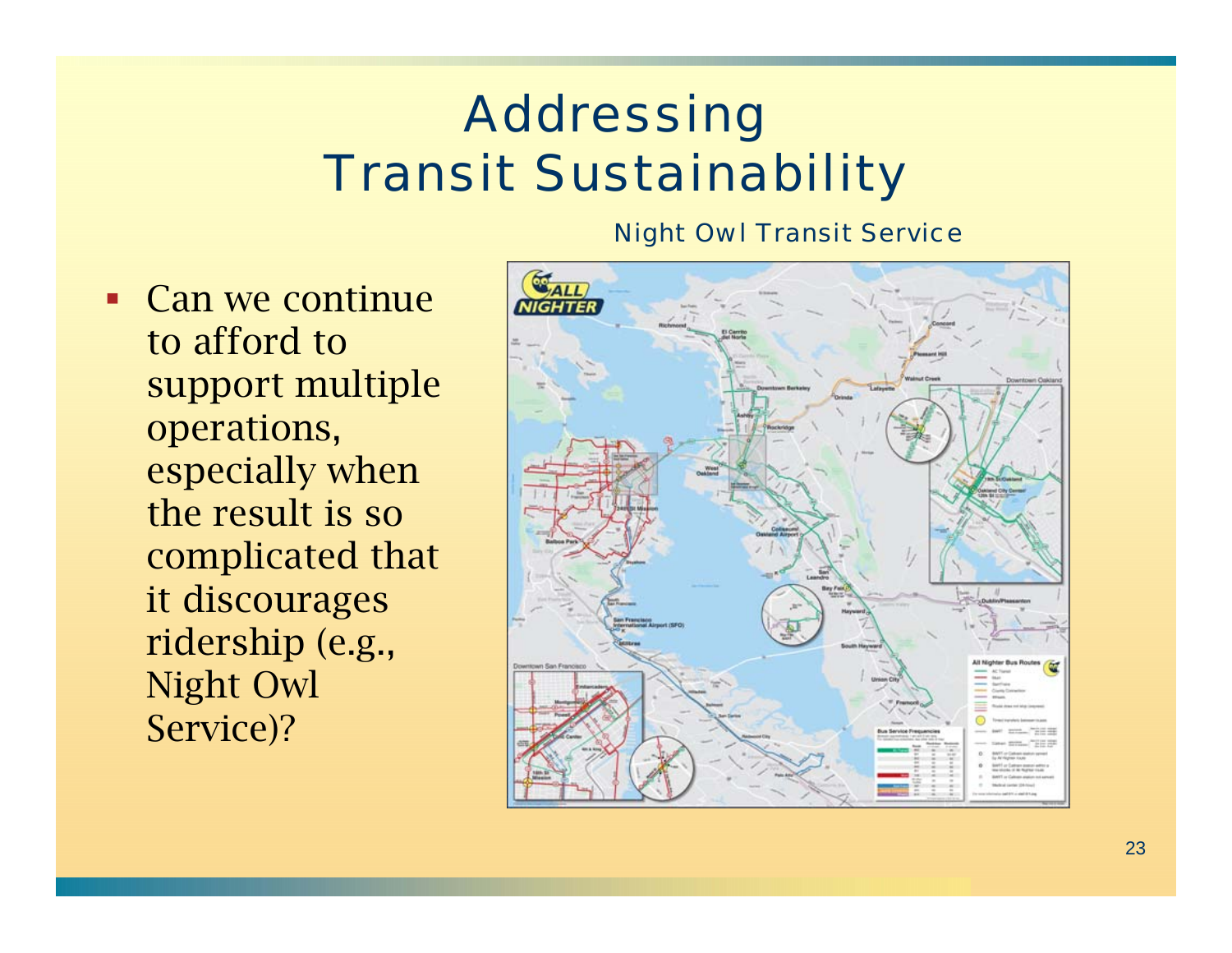# Addressing Transit Sustainability

Night Owl Transit Service

- Can we continue to afford to support multiple operations, especially when the result is so complicated that it discourages ridership (e.g., Night Owl Service)?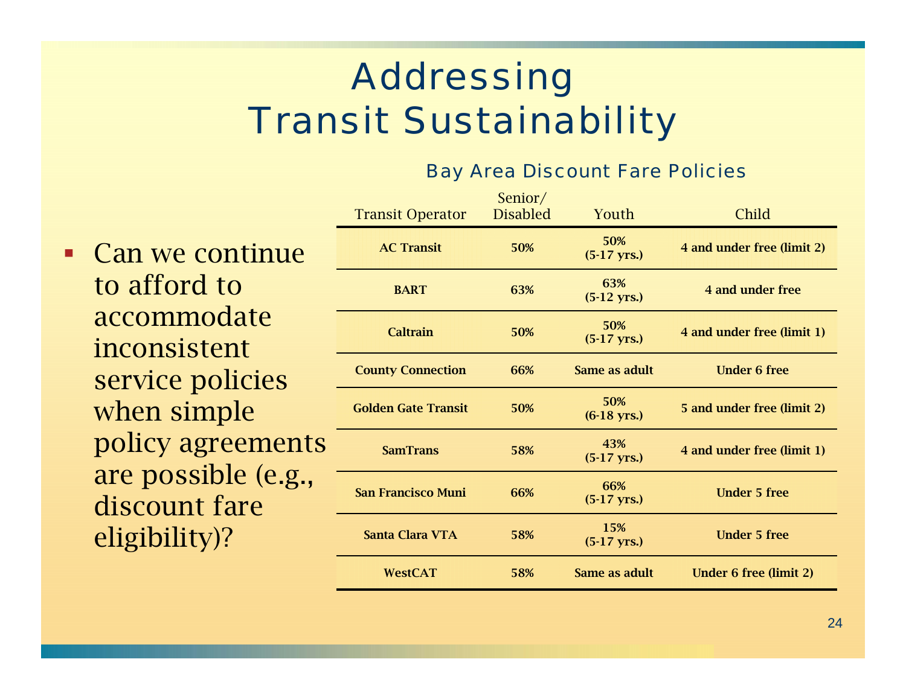# Addressing Transit Sustainability

- Can we continue to afford to accommodate inconsistent service policies when simple policy agreements are possible (e.g., discount fare eligibility)?

## Bay Area Discount Fare Policies

| Transit Operator | Senior/ Disabled | Youth | Child |
|---|---|---|---|
| **AC Transit** | **50%** | **50% (5-17 yrs.)** | **4 and under free (limit 2)** |
| **BART** | **63%** | **63% (5-12 yrs.)** | **4 and under free** |
| **Caltrain** | **50%** | **50% (5-17 yrs.)** | **4 and under free (limit 1)** |
| **County Connection** | **66%** | **Same as adult** | **Under 6 free** |
| **Golden Gate Transit** | **50%** | **50% (6-18 yrs.)** | **5 and under free (limit 2)** |
| **SamTrans** | **58%** | **43% (5-17 yrs.)** | **4 and under free (limit 1)** |
| **San Francisco Muni** | **66%** | **66% (5-17 yrs.)** | **Under 5 free** |
| **Santa Clara VTA** | **58%** | **15% (5-17 yrs.)** | **Under 5 free** |
| **WestCAT** | **58%** | **Same as adult** | **Under 6 free (limit 2)** |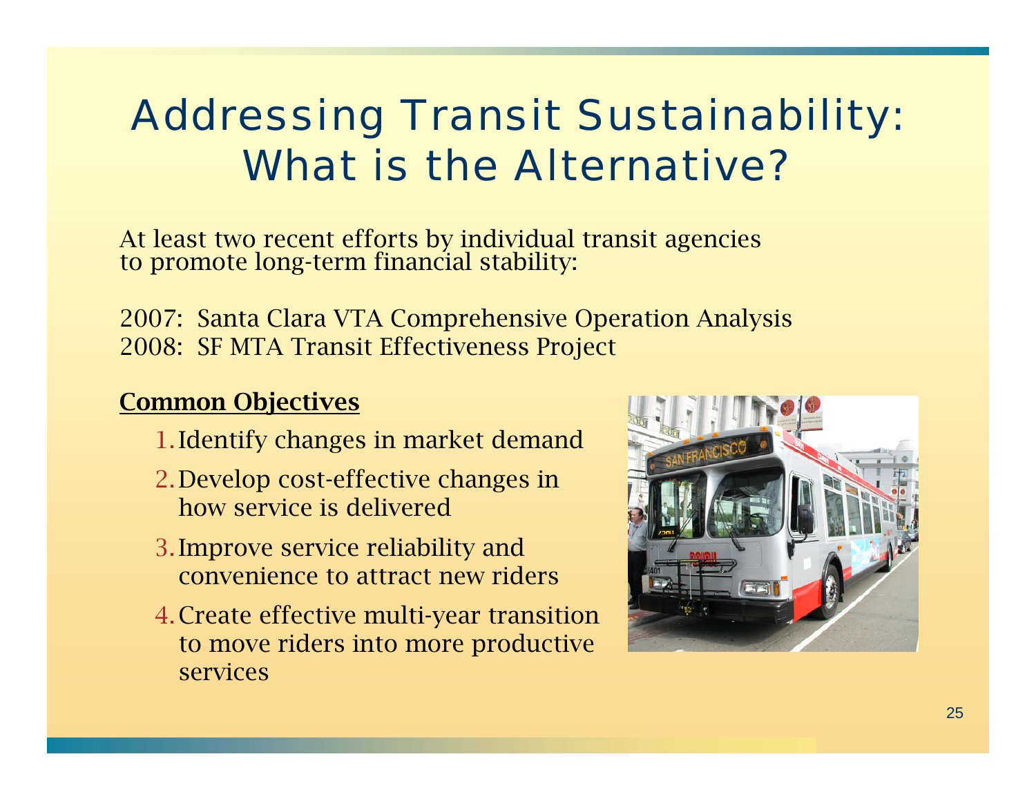# Addressing Transit Sustainability: What is the Alternative?

At least two recent efforts by individual transit agencies to promote long-term financial stability:

2007: Santa Clara VTA Comprehensive Operation Analysis
2008: SF MTA Transit Effectiveness Project

**Common Objectives**

1. Identify changes in market demand
2. Develop cost-effective changes in how service is delivered
3. Improve service reliability and convenience to attract new riders
4. Create effective multi-year transition to move riders into more productive services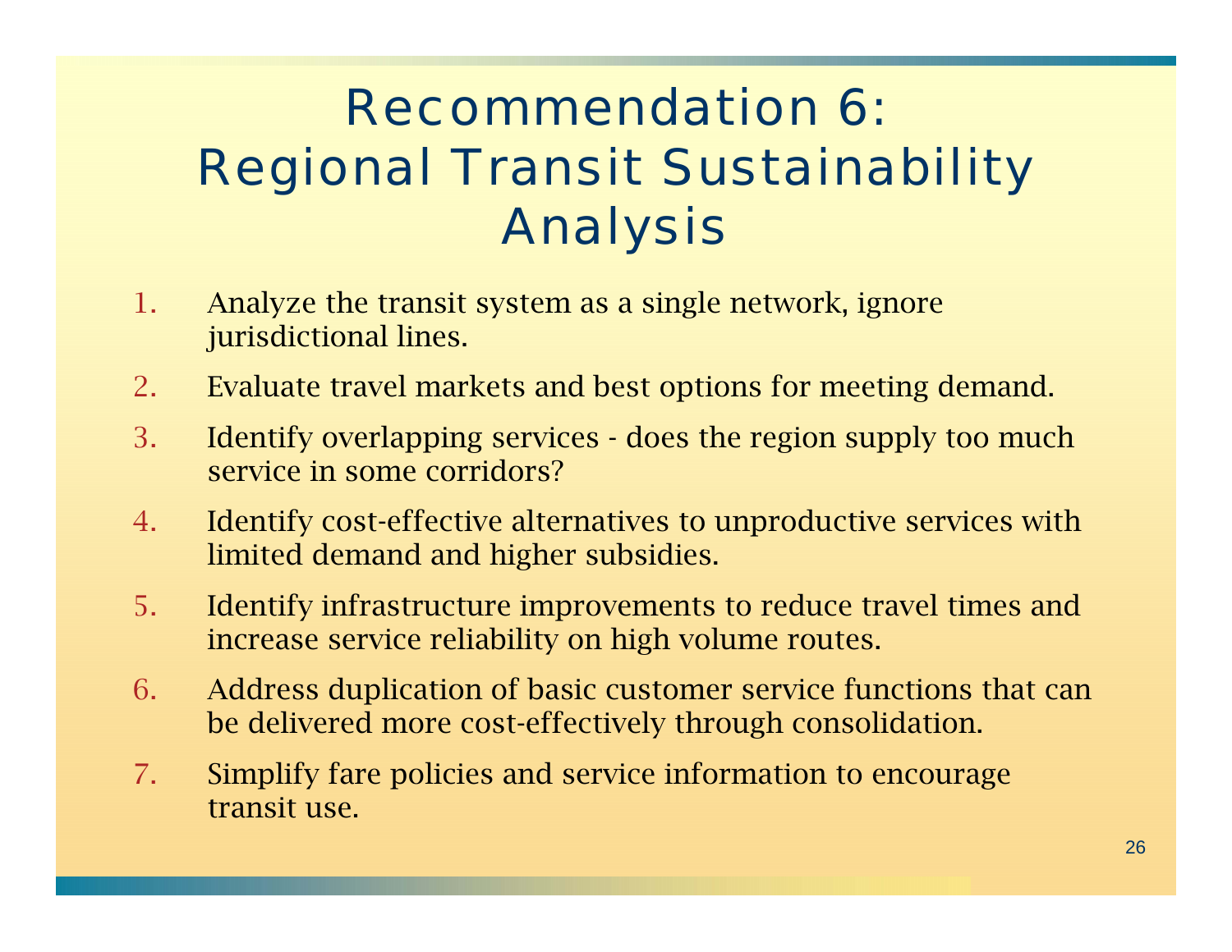# Recommendation 6: Regional Transit Sustainability Analysis

1. Analyze the transit system as a single network, ignore jurisdictional lines.
2. Evaluate travel markets and best options for meeting demand.
3. Identify overlapping services - does the region supply too much service in some corridors?
4. Identify cost-effective alternatives to unproductive services with limited demand and higher subsidies.
5. Identify infrastructure improvements to reduce travel times and increase service reliability on high volume routes.
6. Address duplication of basic customer service functions that can be delivered more cost-effectively through consolidation.
7. Simplify fare policies and service information to encourage transit use.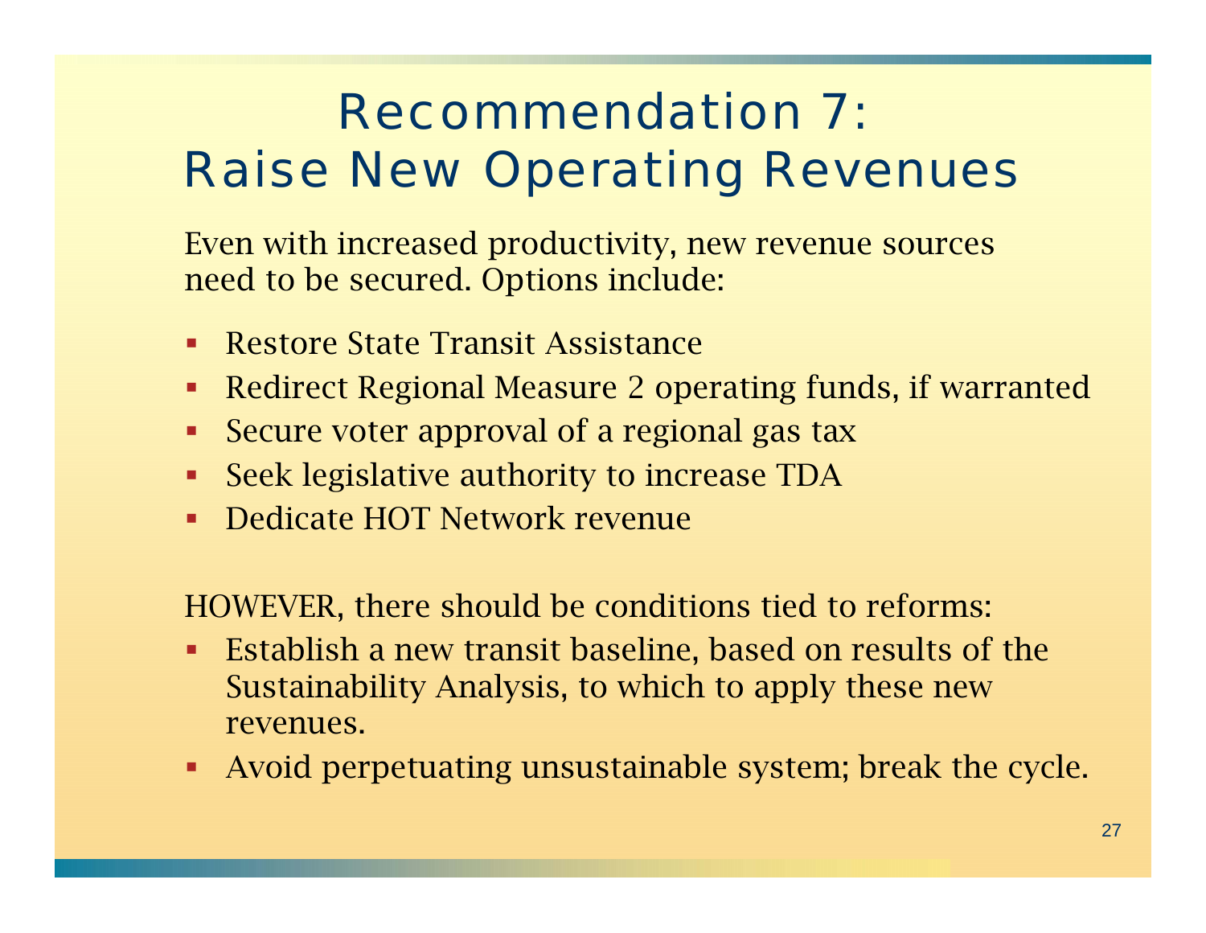# Recommendation 7: Raise New Operating Revenues

Even with increased productivity, new revenue sources need to be secured. Options include:

- Restore State Transit Assistance
- Redirect Regional Measure 2 operating funds, if warranted
- Secure voter approval of a regional gas tax
- Seek legislative authority to increase TDA
- Dedicate HOT Network revenue

HOWEVER, there should be conditions tied to reforms:

- Establish a new transit baseline, based on results of the Sustainability Analysis, to which to apply these new revenues.
- Avoid perpetuating unsustainable system; break the cycle.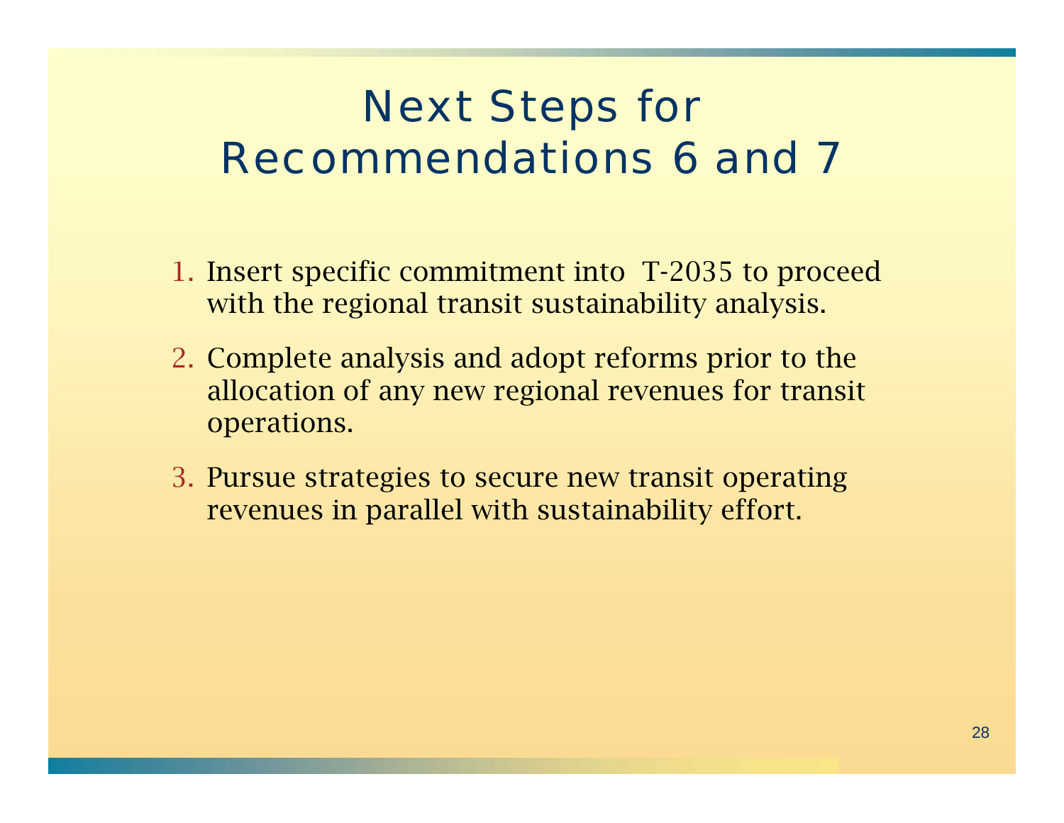# Next Steps for Recommendations 6 and 7

1. Insert specific commitment into T-2035 to proceed with the regional transit sustainability analysis.
2. Complete analysis and adopt reforms prior to the allocation of any new regional revenues for transit operations.
3. Pursue strategies to secure new transit operating revenues in parallel with sustainability effort.